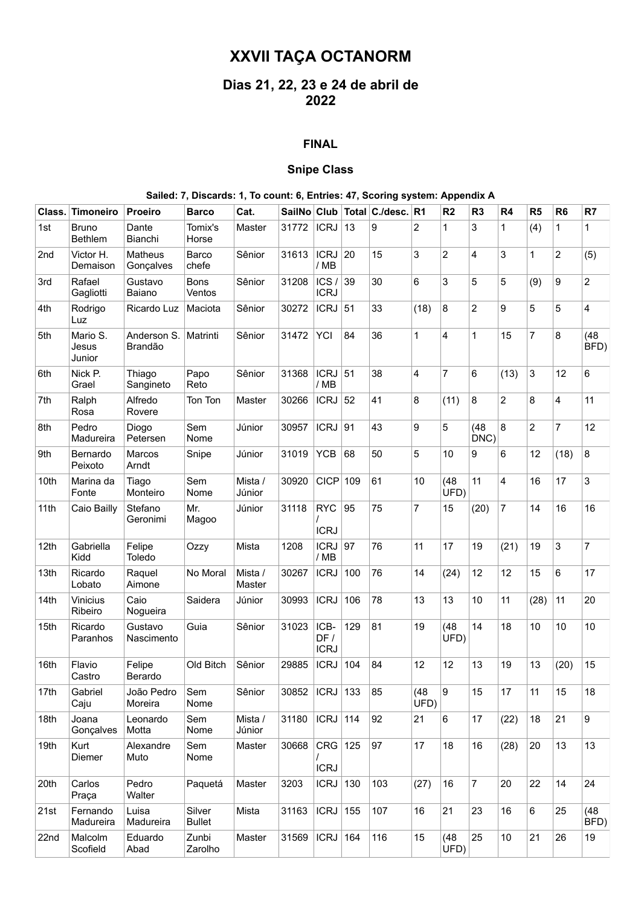# XXVII TAÇA OCTANORM

## Dias 21, 22, 23 e 24 de abril de 2022

### FINAL

### Snipe Class

#### Sailed: 7, Discards: 1, To count: 6, Entries: 47, Scoring system: Appendix A

| Class. | Timoneiro | Proeiro | Barco | Cat. | SailNo | Club | Total | C./desc. | R1 | R2 | R3 | R4 | R5 | R6 | R7 |
|---|---|---|---|---|---|---|---|---|---|---|---|---|---|---|---|
| 1st | Bruno Bethlem | Dante Bianchi | Tomix's Horse | Master | 31772 | ICRJ | 13 | 9 | 2 | 1 | 3 | 1 | (4) | 1 | 1 |
| 2nd | Victor H. Demaison | Matheus Gonçalves | Barco chefe | Sênior | 31613 | ICRJ / MB | 20 | 15 | 3 | 2 | 4 | 3 | 1 | 2 | (5) |
| 3rd | Rafael Gagliotti | Gustavo Baiano | Bons Ventos | Sênior | 31208 | ICS / ICRJ | 39 | 30 | 6 | 3 | 5 | 5 | (9) | 9 | 2 |
| 4th | Rodrigo Luz | Ricardo Luz | Maciota | Sênior | 30272 | ICRJ | 51 | 33 | (18) | 8 | 2 | 9 | 5 | 5 | 4 |
| 5th | Mario S. Jesus Junior | Anderson S. Brandão | Matrinti | Sênior | 31472 | YCI | 84 | 36 | 1 | 4 | 1 | 15 | 7 | 8 | (48 BFD) |
| 6th | Nick P. Grael | Thiago Sangineto | Papo Reto | Sênior | 31368 | ICRJ / MB | 51 | 38 | 4 | 7 | 6 | (13) | 3 | 12 | 6 |
| 7th | Ralph Rosa | Alfredo Rovere | Ton Ton | Master | 30266 | ICRJ | 52 | 41 | 8 | (11) | 8 | 2 | 8 | 4 | 11 |
| 8th | Pedro Madureira | Diogo Petersen | Sem Nome | Júnior | 30957 | ICRJ | 91 | 43 | 9 | 5 | (48 DNC) | 8 | 2 | 7 | 12 |
| 9th | Bernardo Peixoto | Marcos Arndt | Snipe | Júnior | 31019 | YCB | 68 | 50 | 5 | 10 | 9 | 6 | 12 | (18) | 8 |
| 10th | Marina da Fonte | Tiago Monteiro | Sem Nome | Mista / Júnior | 30920 | CICP | 109 | 61 | 10 | (48 UFD) | 11 | 4 | 16 | 17 | 3 |
| 11th | Caio Bailly | Stefano Geronimi | Mr. Magoo | Júnior | 31118 | RYC / ICRJ | 95 | 75 | 7 | 15 | (20) | 7 | 14 | 16 | 16 |
| 12th | Gabriella Kidd | Felipe Toledo | Ozzy | Mista | 1208 | ICRJ / MB | 97 | 76 | 11 | 17 | 19 | (21) | 19 | 3 | 7 |
| 13th | Ricardo Lobato | Raquel Aimone | No Moral | Mista / Master | 30267 | ICRJ | 100 | 76 | 14 | (24) | 12 | 12 | 15 | 6 | 17 |
| 14th | Vinicius Ribeiro | Caio Nogueira | Saidera | Júnior | 30993 | ICRJ | 106 | 78 | 13 | 13 | 10 | 11 | (28) | 11 | 20 |
| 15th | Ricardo Paranhos | Gustavo Nascimento | Guia | Sênior | 31023 | ICB-DF / ICRJ | 129 | 81 | 19 | (48 UFD) | 14 | 18 | 10 | 10 | 10 |
| 16th | Flavio Castro | Felipe Berardo | Old Bitch | Sênior | 29885 | ICRJ | 104 | 84 | 12 | 12 | 13 | 19 | 13 | (20) | 15 |
| 17th | Gabriel Caju | João Pedro Moreira | Sem Nome | Sênior | 30852 | ICRJ | 133 | 85 | (48 UFD) | 9 | 15 | 17 | 11 | 15 | 18 |
| 18th | Joana Gonçalves | Leonardo Motta | Sem Nome | Mista / Júnior | 31180 | ICRJ | 114 | 92 | 21 | 6 | 17 | (22) | 18 | 21 | 9 |
| 19th | Kurt Diemer | Alexandre Muto | Sem Nome | Master | 30668 | CRG / ICRJ | 125 | 97 | 17 | 18 | 16 | (28) | 20 | 13 | 13 |
| 20th | Carlos Praça | Pedro Walter | Paquetá | Master | 3203 | ICRJ | 130 | 103 | (27) | 16 | 7 | 20 | 22 | 14 | 24 |
| 21st | Fernando Madureira | Luisa Madureira | Silver Bullet | Mista | 31163 | ICRJ | 155 | 107 | 16 | 21 | 23 | 16 | 6 | 25 | (48 BFD) |
| 22nd | Malcolm Scofield | Eduardo Abad | Zunbi Zarolho | Master | 31569 | ICRJ | 164 | 116 | 15 | (48 UFD) | 25 | 10 | 21 | 26 | 19 |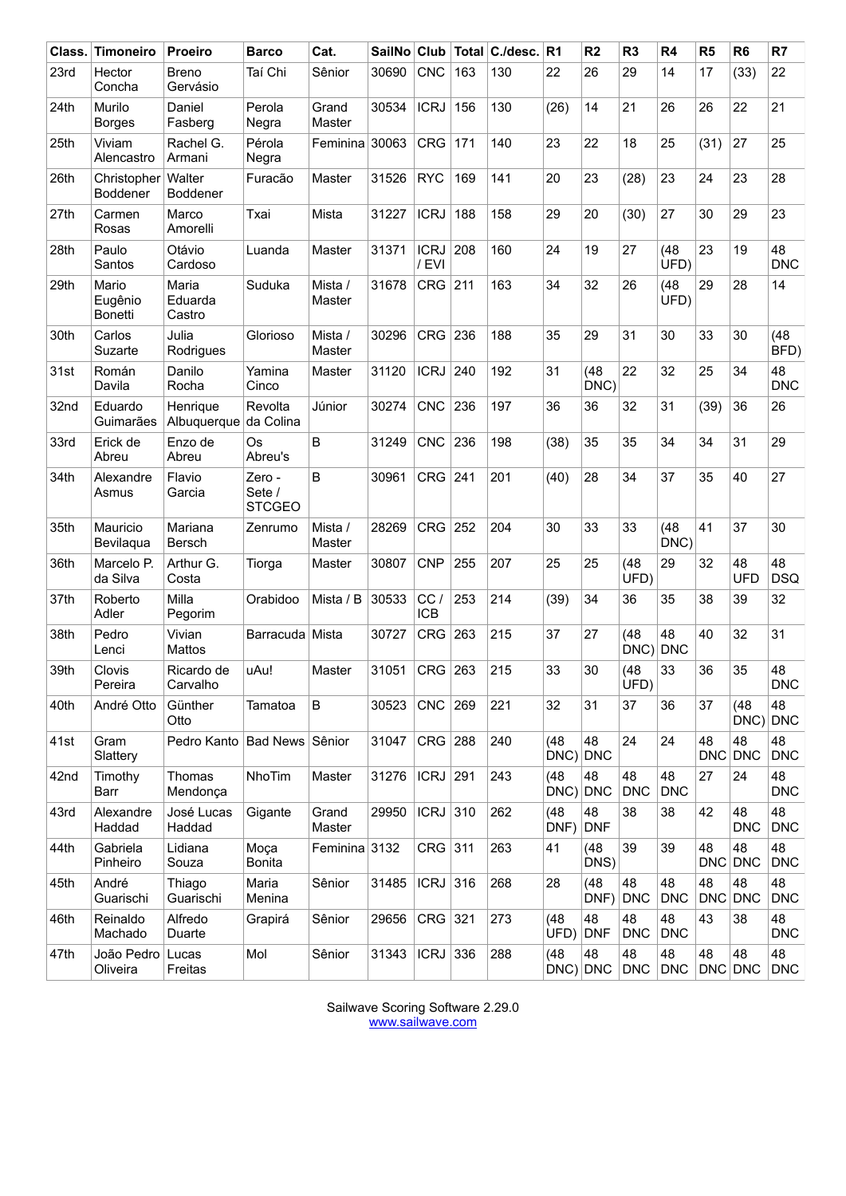| Class. | Timoneiro | Proeiro | Barco | Cat. | SailNo | Club | Total | C./desc. | R1 | R2 | R3 | R4 | R5 | R6 | R7 |
|---|---|---|---|---|---|---|---|---|---|---|---|---|---|---|---|
| 23rd | Hector Concha | Breno Gervásio | Taí Chi | Sênior | 30690 | CNC | 163 | 130 | 22 | 26 | 29 | 14 | 17 | (33) | 22 |
| 24th | Murilo Borges | Daniel Fasberg | Perola Negra | Grand Master | 30534 | ICRJ | 156 | 130 | (26) | 14 | 21 | 26 | 26 | 22 | 21 |
| 25th | Viviam Alencastro | Rachel G. Armani | Pérola Negra | Feminina | 30063 | CRG | 171 | 140 | 23 | 22 | 18 | 25 | (31) | 27 | 25 |
| 26th | Christopher Boddener | Walter Boddener | Furacão | Master | 31526 | RYC | 169 | 141 | 20 | 23 | (28) | 23 | 24 | 23 | 28 |
| 27th | Carmen Rosas | Marco Amorelli | Txai | Mista | 31227 | ICRJ | 188 | 158 | 29 | 20 | (30) | 27 | 30 | 29 | 23 |
| 28th | Paulo Santos | Otávio Cardoso | Luanda | Master | 31371 | ICRJ / EVI | 208 | 160 | 24 | 19 | 27 | (48 UFD) | 23 | 19 | 48 DNC |
| 29th | Mario Eugênio Bonetti | Maria Eduarda Castro | Suduka | Mista / Master | 31678 | CRG | 211 | 163 | 34 | 32 | 26 | (48 UFD) | 29 | 28 | 14 |
| 30th | Carlos Suzarte | Julia Rodrigues | Glorioso | Mista / Master | 30296 | CRG | 236 | 188 | 35 | 29 | 31 | 30 | 33 | 30 | (48 BFD) |
| 31st | Román Davila | Danilo Rocha | Yamina Cinco | Master | 31120 | ICRJ | 240 | 192 | 31 | (48 DNC) | 22 | 32 | 25 | 34 | 48 DNC |
| 32nd | Eduardo Guimarães | Henrique Albuquerque | Revolta da Colina | Júnior | 30274 | CNC | 236 | 197 | 36 | 36 | 32 | 31 | (39) | 36 | 26 |
| 33rd | Erick de Abreu | Enzo de Abreu | Os Abreu's | B | 31249 | CNC | 236 | 198 | (38) | 35 | 35 | 34 | 34 | 31 | 29 |
| 34th | Alexandre Asmus | Flavio Garcia | Zero - Sete / STCGEO | B | 30961 | CRG | 241 | 201 | (40) | 28 | 34 | 37 | 35 | 40 | 27 |
| 35th | Mauricio Bevilaqua | Mariana Bersch | Zenrumo | Mista / Master | 28269 | CRG | 252 | 204 | 30 | 33 | 33 | (48 DNC) | 41 | 37 | 30 |
| 36th | Marcelo P. da Silva | Arthur G. Costa | Tiorga | Master | 30807 | CNP | 255 | 207 | 25 | 25 | (48 UFD) | 29 | 32 | 48 UFD | 48 DSQ |
| 37th | Roberto Adler | Milla Pegorim | Orabidoo | Mista / B | 30533 | CC / ICB | 253 | 214 | (39) | 34 | 36 | 35 | 38 | 39 | 32 |
| 38th | Pedro Lenci | Vivian Mattos | Barracuda | Mista | 30727 | CRG | 263 | 215 | 37 | 27 | (48 DNC) | 48 DNC | 40 | 32 | 31 |
| 39th | Clovis Pereira | Ricardo de Carvalho | uAu! | Master | 31051 | CRG | 263 | 215 | 33 | 30 | (48 UFD) | 33 | 36 | 35 | 48 DNC |
| 40th | André Otto | Günther Otto | Tamatoa | B | 30523 | CNC | 269 | 221 | 32 | 31 | 37 | 36 | 37 | (48 DNC) | 48 DNC |
| 41st | Gram Slattery | Pedro Kanto | Bad News | Sênior | 31047 | CRG | 288 | 240 | (48 DNC) | 48 DNC | 24 | 24 | 48 DNC | 48 DNC | 48 DNC |
| 42nd | Timothy Barr | Thomas Mendonça | NhoTim | Master | 31276 | ICRJ | 291 | 243 | (48 DNC) | 48 DNC | 48 DNC | 48 DNC | 27 | 24 | 48 DNC |
| 43rd | Alexandre Haddad | José Lucas Haddad | Gigante | Grand Master | 29950 | ICRJ | 310 | 262 | (48 DNF) | 48 DNF | 38 | 38 | 42 | 48 DNC | 48 DNC |
| 44th | Gabriela Pinheiro | Lidiana Souza | Moça Bonita | Feminina | 3132 | CRG | 311 | 263 | 41 | (48 DNS) | 39 | 39 | 48 DNC | 48 DNC | 48 DNC |
| 45th | André Guarischi | Thiago Guarischi | Maria Menina | Sênior | 31485 | ICRJ | 316 | 268 | 28 | (48 DNF) | 48 DNC | 48 DNC | 48 DNC | 48 DNC | 48 DNC |
| 46th | Reinaldo Machado | Alfredo Duarte | Grapirá | Sênior | 29656 | CRG | 321 | 273 | (48 UFD) | 48 DNF | 48 DNC | 48 DNC | 43 | 38 | 48 DNC |
| 47th | João Pedro Oliveira | Lucas Freitas | Mol | Sênior | 31343 | ICRJ | 336 | 288 | (48 DNC) | 48 DNC | 48 DNC | 48 DNC | 48 DNC | 48 DNC | 48 DNC |

Sailwave Scoring Software 2.29.0
www.sailwave.com